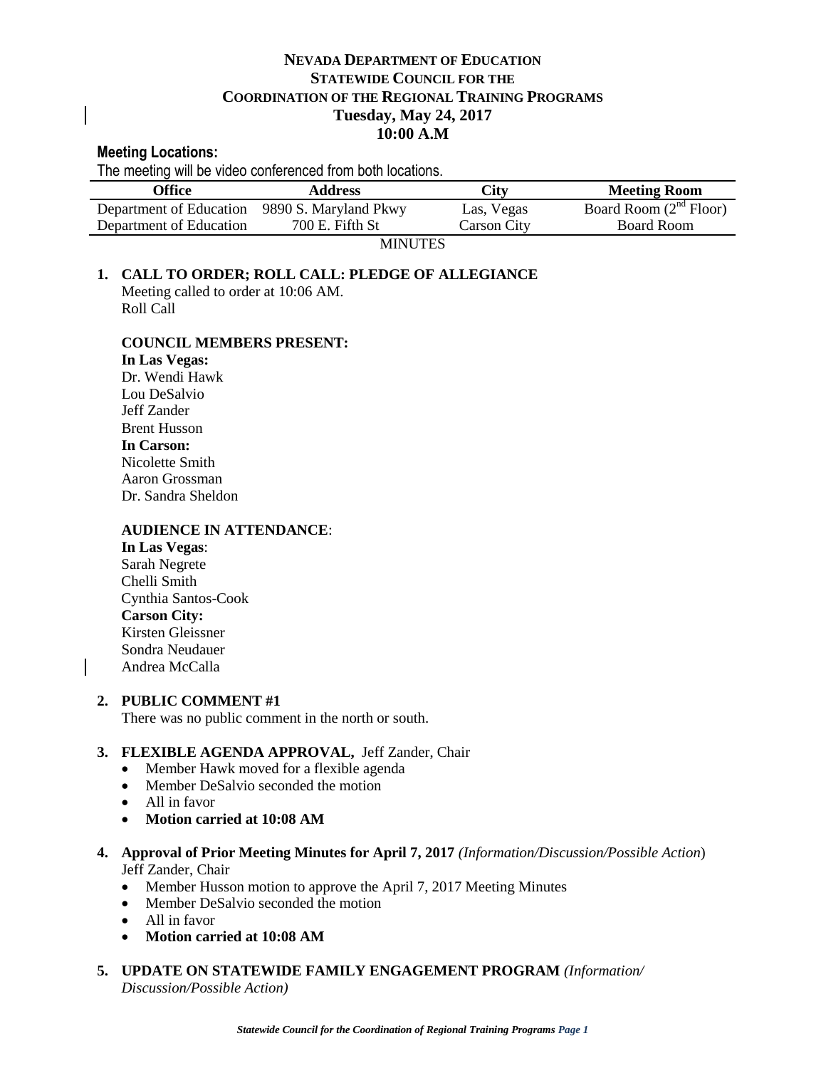# NEVADA DEPARTMENT OF EDUCATION
## STATEWIDE COUNCIL FOR THE COORDINATION OF THE REGIONAL TRAINING PROGRAMS
## Tuesday, May 24, 2017
## 10:00 A.M

**Meeting Locations:**

The meeting will be video conferenced from both locations.

| Office | Address | City | Meeting Room |
|---|---|---|---|
| Department of Education | 9890 S. Maryland Pkwy | Las, Vegas | Board Room (2nd Floor) |
| Department of Education | 700 E. Fifth St | Carson City | Board Room |

MINUTES

**1. CALL TO ORDER; ROLL CALL: PLEDGE OF ALLEGIANCE**

Meeting called to order at 10:06 AM.
Roll Call

**COUNCIL MEMBERS PRESENT:**

**In Las Vegas:**
Dr. Wendi Hawk
Lou DeSalvio
Jeff Zander
Brent Husson

**In Carson:**
Nicolette Smith
Aaron Grossman
Dr. Sandra Sheldon

**AUDIENCE IN ATTENDANCE**:

**In Las Vegas**:
Sarah Negrete
Chelli Smith
Cynthia Santos-Cook

**Carson City:**
Kirsten Gleissner
Sondra Neudauer
Andrea McCalla

**2. PUBLIC COMMENT #1**

There was no public comment in the north or south.

**3. FLEXIBLE AGENDA APPROVAL,** Jeff Zander, Chair

- Member Hawk moved for a flexible agenda
- Member DeSalvio seconded the motion
- All in favor
- **Motion carried at 10:08 AM**

**4. Approval of Prior Meeting Minutes for April 7, 2017** *(Information/Discussion/Possible Action*)
Jeff Zander, Chair

- Member Husson motion to approve the April 7, 2017 Meeting Minutes
- Member DeSalvio seconded the motion
- All in favor
- **Motion carried at 10:08 AM**

**5. UPDATE ON STATEWIDE FAMILY ENGAGEMENT PROGRAM** *(Information/ Discussion/Possible Action)*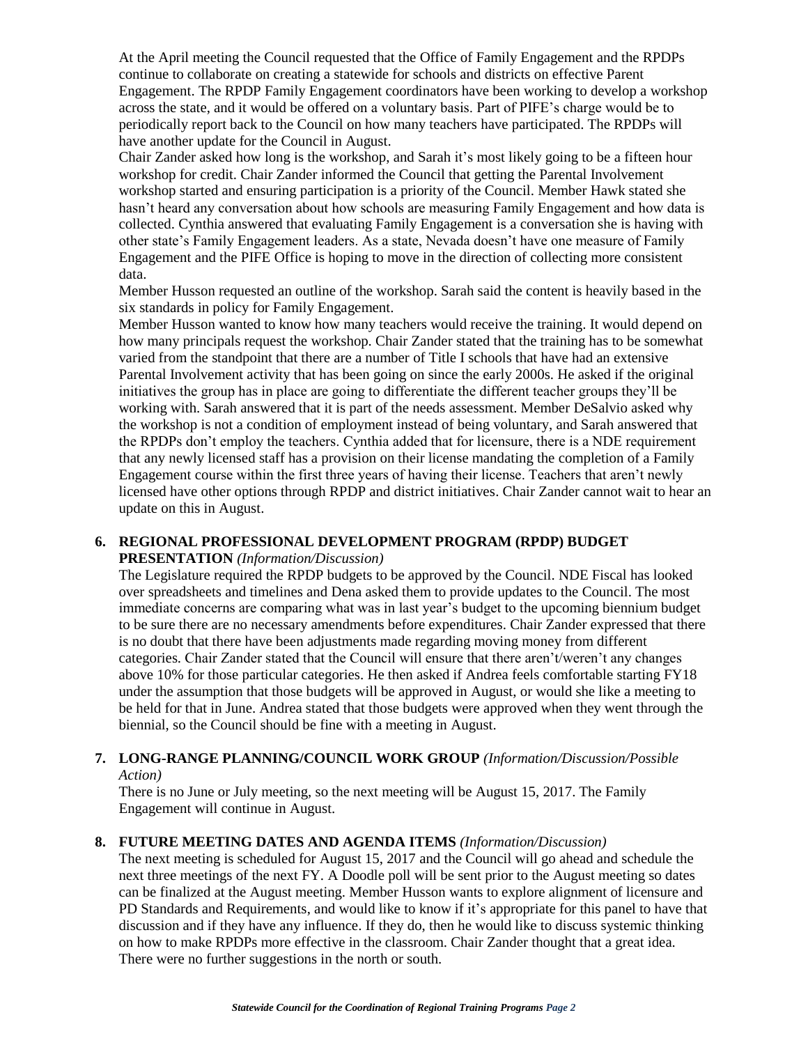At the April meeting the Council requested that the Office of Family Engagement and the RPDPs continue to collaborate on creating a statewide for schools and districts on effective Parent Engagement. The RPDP Family Engagement coordinators have been working to develop a workshop across the state, and it would be offered on a voluntary basis. Part of PIFE's charge would be to periodically report back to the Council on how many teachers have participated. The RPDPs will have another update for the Council in August.

Chair Zander asked how long is the workshop, and Sarah it's most likely going to be a fifteen hour workshop for credit. Chair Zander informed the Council that getting the Parental Involvement workshop started and ensuring participation is a priority of the Council. Member Hawk stated she hasn't heard any conversation about how schools are measuring Family Engagement and how data is collected. Cynthia answered that evaluating Family Engagement is a conversation she is having with other state's Family Engagement leaders. As a state, Nevada doesn't have one measure of Family Engagement and the PIFE Office is hoping to move in the direction of collecting more consistent data.

Member Husson requested an outline of the workshop. Sarah said the content is heavily based in the six standards in policy for Family Engagement.

Member Husson wanted to know how many teachers would receive the training. It would depend on how many principals request the workshop. Chair Zander stated that the training has to be somewhat varied from the standpoint that there are a number of Title I schools that have had an extensive Parental Involvement activity that has been going on since the early 2000s. He asked if the original initiatives the group has in place are going to differentiate the different teacher groups they'll be working with. Sarah answered that it is part of the needs assessment. Member DeSalvio asked why the workshop is not a condition of employment instead of being voluntary, and Sarah answered that the RPDPs don't employ the teachers. Cynthia added that for licensure, there is a NDE requirement that any newly licensed staff has a provision on their license mandating the completion of a Family Engagement course within the first three years of having their license. Teachers that aren't newly licensed have other options through RPDP and district initiatives. Chair Zander cannot wait to hear an update on this in August.

**6. REGIONAL PROFESSIONAL DEVELOPMENT PROGRAM (RPDP) BUDGET PRESENTATION** *(Information/Discussion)*

The Legislature required the RPDP budgets to be approved by the Council. NDE Fiscal has looked over spreadsheets and timelines and Dena asked them to provide updates to the Council. The most immediate concerns are comparing what was in last year's budget to the upcoming biennium budget to be sure there are no necessary amendments before expenditures. Chair Zander expressed that there is no doubt that there have been adjustments made regarding moving money from different categories. Chair Zander stated that the Council will ensure that there aren't/weren't any changes above 10% for those particular categories. He then asked if Andrea feels comfortable starting FY18 under the assumption that those budgets will be approved in August, or would she like a meeting to be held for that in June. Andrea stated that those budgets were approved when they went through the biennial, so the Council should be fine with a meeting in August.

**7. LONG-RANGE PLANNING/COUNCIL WORK GROUP** *(Information/Discussion/Possible Action)*

There is no June or July meeting, so the next meeting will be August 15, 2017. The Family Engagement will continue in August.

**8. FUTURE MEETING DATES AND AGENDA ITEMS** *(Information/Discussion)*

The next meeting is scheduled for August 15, 2017 and the Council will go ahead and schedule the next three meetings of the next FY. A Doodle poll will be sent prior to the August meeting so dates can be finalized at the August meeting. Member Husson wants to explore alignment of licensure and PD Standards and Requirements, and would like to know if it's appropriate for this panel to have that discussion and if they have any influence. If they do, then he would like to discuss systemic thinking on how to make RPDPs more effective in the classroom. Chair Zander thought that a great idea. There were no further suggestions in the north or south.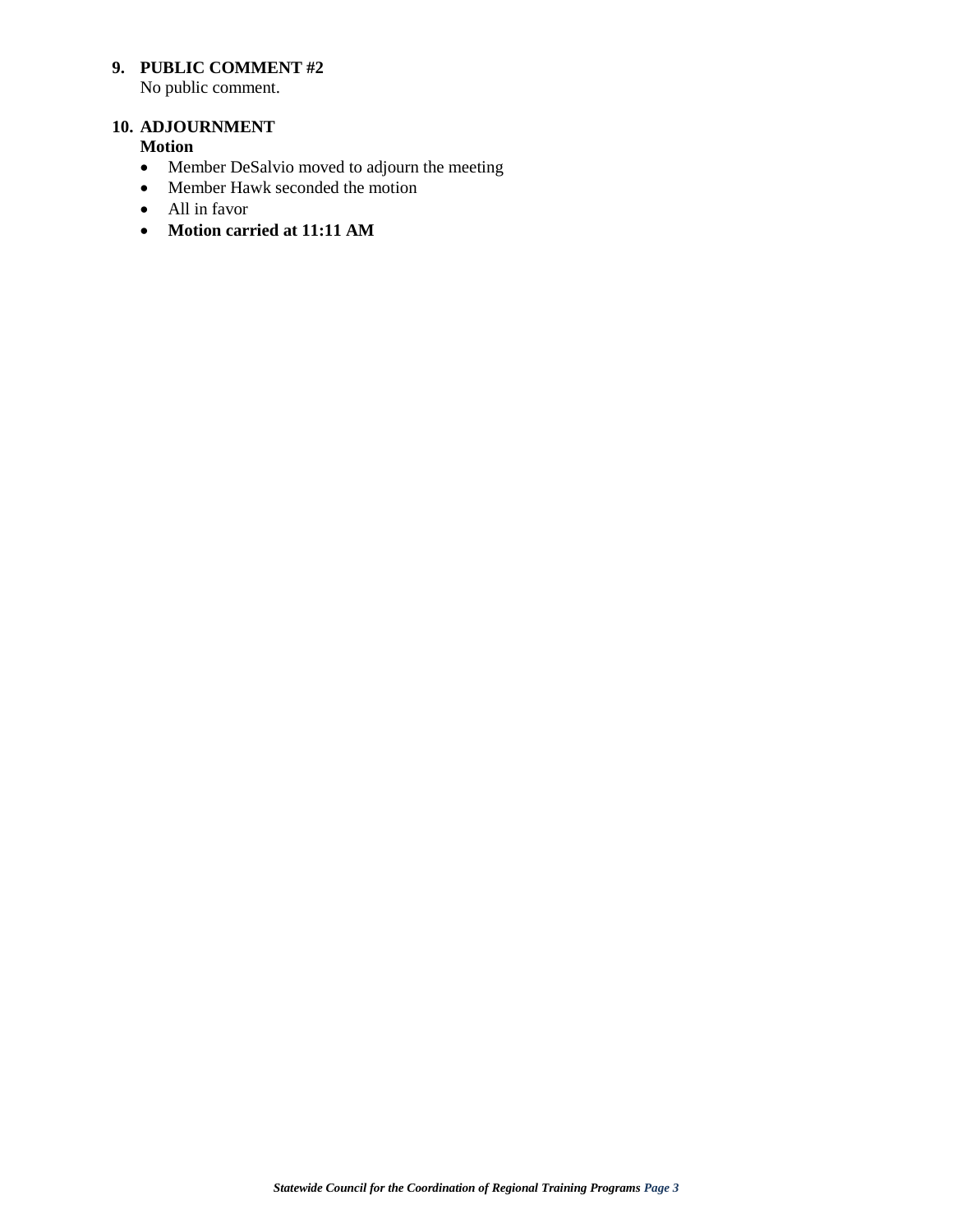**9. PUBLIC COMMENT #2**

No public comment.

**10. ADJOURNMENT**

**Motion**

- Member DeSalvio moved to adjourn the meeting
- Member Hawk seconded the motion
- All in favor
- **Motion carried at 11:11 AM**